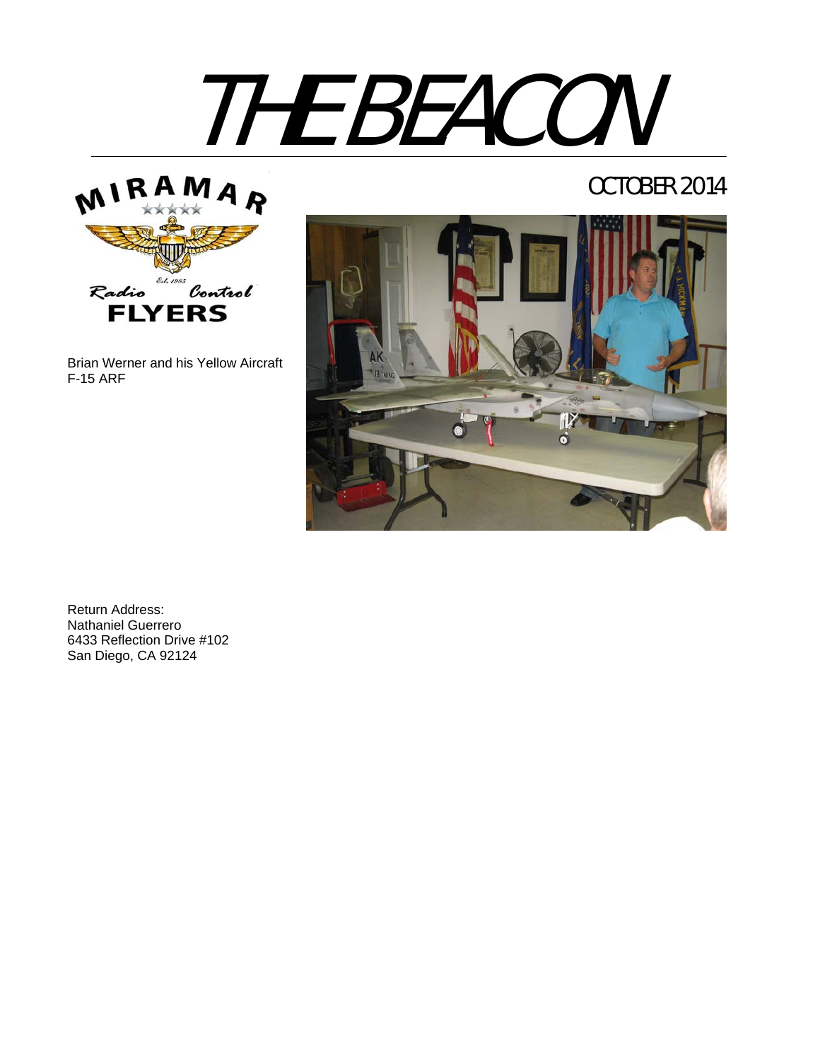# THE BEACON

OCTOBER 2014

MIRAMAR Radio Control FLYERS Est. 1985

Brian Werner and his Yellow Aircraft F-15 ARF

Return Address:
Nathaniel Guerrero
6433 Reflection Drive #102
San Diego, CA 92124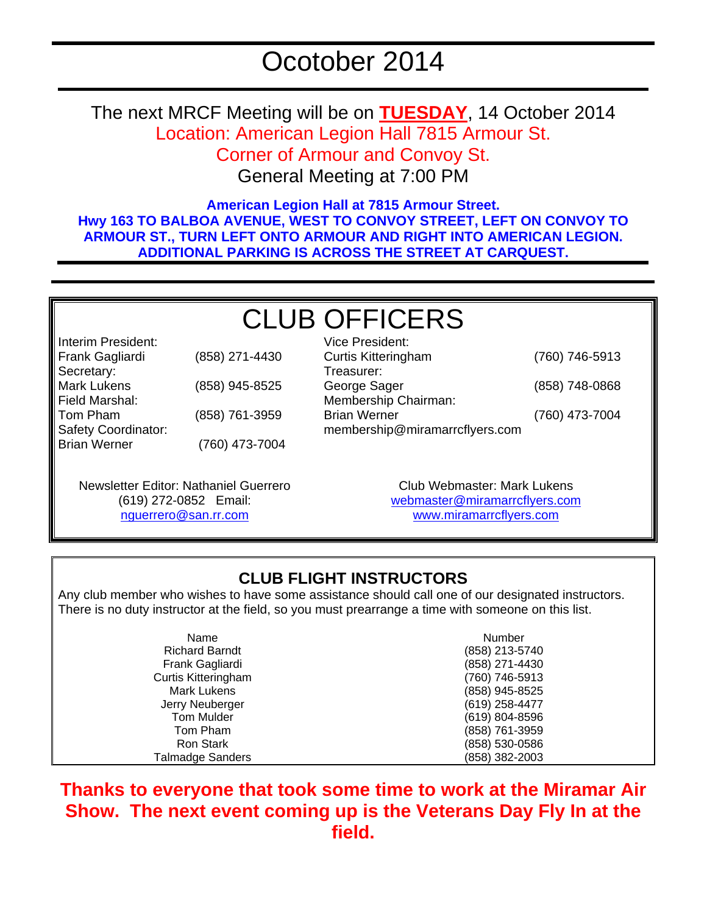# Ocotober 2014

The next MRCF Meeting will be on **TUESDAY**, 14 October 2014
Location: American Legion Hall 7815 Armour St.
Corner of Armour and Convoy St.
General Meeting at 7:00 PM

**American Legion Hall at 7815 Armour Street.**
**Hwy 163 TO BALBOA AVENUE, WEST TO CONVOY STREET, LEFT ON CONVOY TO ARMOUR ST., TURN LEFT ONTO ARMOUR AND RIGHT INTO AMERICAN LEGION. ADDITIONAL PARKING IS ACROSS THE STREET AT CARQUEST.**

## CLUB OFFICERS

Interim President:
Frank Gagliardi (858) 271-4430
Secretary:
Mark Lukens (858) 945-8525
Field Marshal:
Tom Pham (858) 761-3959
Safety Coordinator:
Brian Werner (760) 473-7004

Vice President:
Curtis Kitteringham (760) 746-5913
Treasurer:
George Sager (858) 748-0868
Membership Chairman:
Brian Werner (760) 473-7004
membership@miramarrcflyers.com

Newsletter Editor: Nathaniel Guerrero
(619) 272-0852 Email:
nguerrero@san.rr.com

Club Webmaster: Mark Lukens
webmaster@miramarrcflyers.com
www.miramarrcflyers.com

### CLUB FLIGHT INSTRUCTORS

Any club member who wishes to have some assistance should call one of our designated instructors. There is no duty instructor at the field, so you must prearrange a time with someone on this list.

| Name | Number |
|---|---|
| Richard Barndt | (858) 213-5740 |
| Frank Gagliardi | (858) 271-4430 |
| Curtis Kitteringham | (760) 746-5913 |
| Mark Lukens | (858) 945-8525 |
| Jerry Neuberger | (619) 258-4477 |
| Tom Mulder | (619) 804-8596 |
| Tom Pham | (858) 761-3959 |
| Ron Stark | (858) 530-0586 |
| Talmadge Sanders | (858) 382-2003 |

**Thanks to everyone that took some time to work at the Miramar Air Show. The next event coming up is the Veterans Day Fly In at the field.**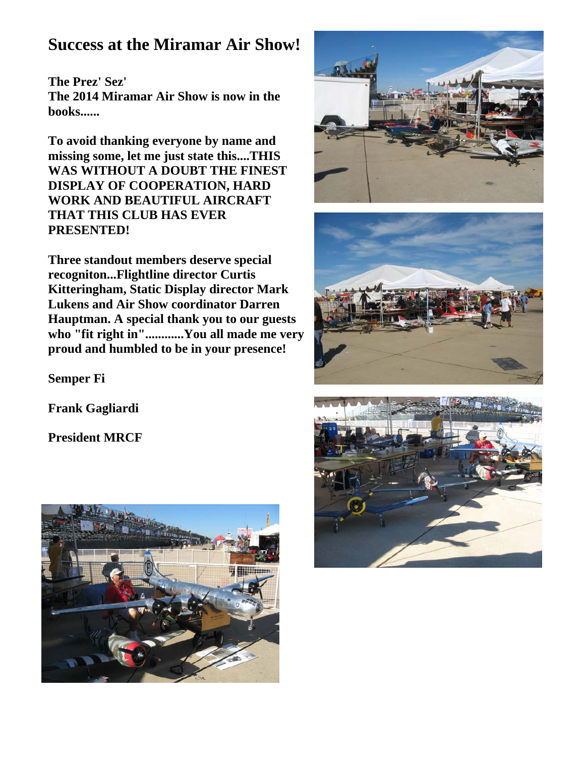# Success at the Miramar Air Show!

**The Prez' Sez'**
**The 2014 Miramar Air Show is now in the books......**

**To avoid thanking everyone by name and missing some, let me just state this....THIS WAS WITHOUT A DOUBT THE FINEST DISPLAY OF COOPERATION, HARD WORK AND BEAUTIFUL AIRCRAFT THAT THIS CLUB HAS EVER PRESENTED!**

**Three standout members deserve special recogniton...Flightline director Curtis Kitteringham, Static Display director Mark Lukens and Air Show coordinator Darren Hauptman. A special thank you to our guests who "fit right in"............You all made me very proud and humbled to be in your presence!**

**Semper Fi**

**Frank Gagliardi**

**President MRCF**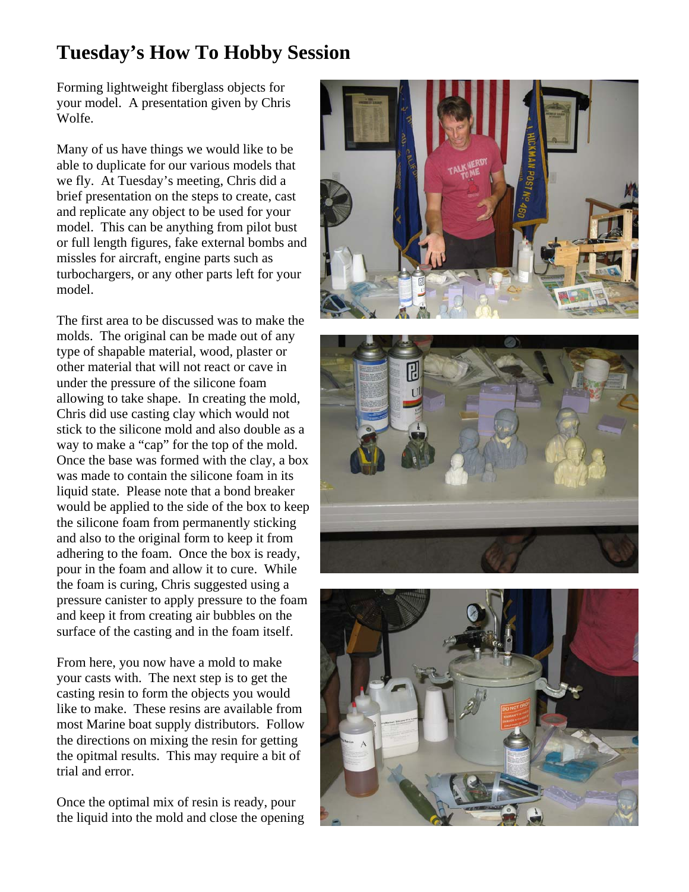## Tuesday's How To Hobby Session

Forming lightweight fiberglass objects for your model. A presentation given by Chris Wolfe.

Many of us have things we would like to be able to duplicate for our various models that we fly. At Tuesday's meeting, Chris did a brief presentation on the steps to create, cast and replicate any object to be used for your model. This can be anything from pilot bust or full length figures, fake external bombs and missles for aircraft, engine parts such as turbochargers, or any other parts left for your model.

The first area to be discussed was to make the molds. The original can be made out of any type of shapable material, wood, plaster or other material that will not react or cave in under the pressure of the silicone foam allowing to take shape. In creating the mold, Chris did use casting clay which would not stick to the silicone mold and also double as a way to make a "cap" for the top of the mold. Once the base was formed with the clay, a box was made to contain the silicone foam in its liquid state. Please note that a bond breaker would be applied to the side of the box to keep the silicone foam from permanently sticking and also to the original form to keep it from adhering to the foam. Once the box is ready, pour in the foam and allow it to cure. While the foam is curing, Chris suggested using a pressure canister to apply pressure to the foam and keep it from creating air bubbles on the surface of the casting and in the foam itself.

From here, you now have a mold to make your casts with. The next step is to get the casting resin to form the objects you would like to make. These resins are available from most Marine boat supply distributors. Follow the directions on mixing the resin for getting the opitmal results. This may require a bit of trial and error.

Once the optimal mix of resin is ready, pour the liquid into the mold and close the opening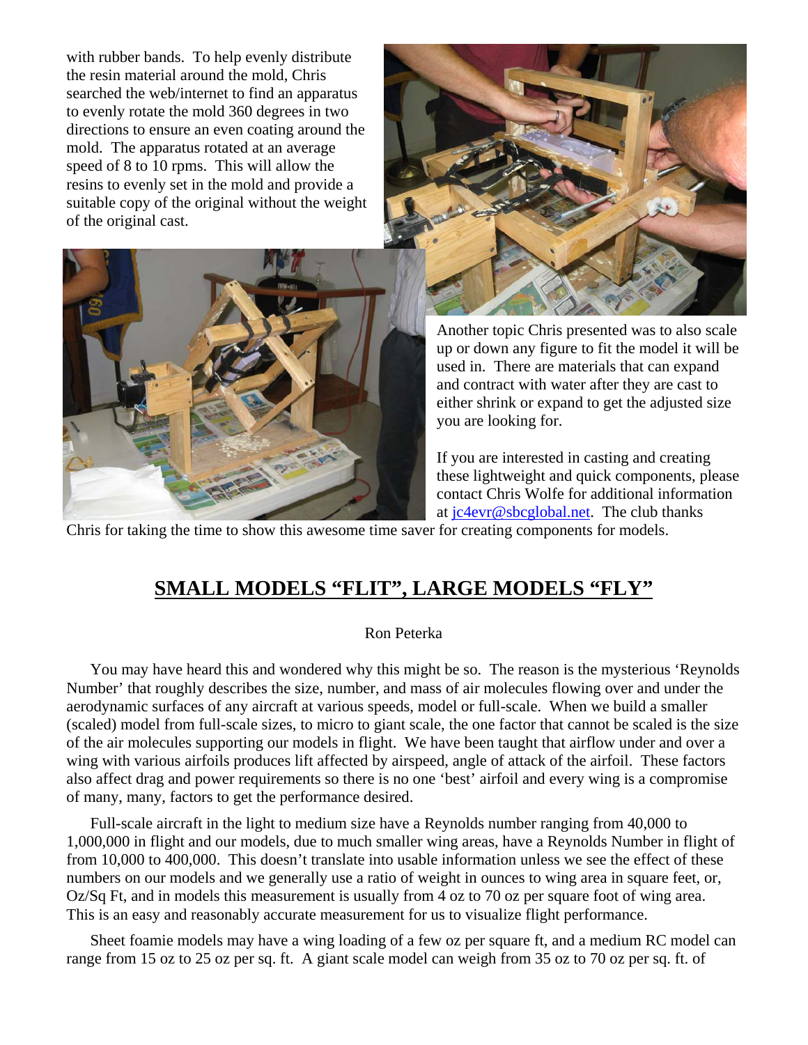with rubber bands. To help evenly distribute the resin material around the mold, Chris searched the web/internet to find an apparatus to evenly rotate the mold 360 degrees in two directions to ensure an even coating around the mold. The apparatus rotated at an average speed of 8 to 10 rpms. This will allow the resins to evenly set in the mold and provide a suitable copy of the original without the weight of the original cast.

Another topic Chris presented was to also scale up or down any figure to fit the model it will be used in. There are materials that can expand and contract with water after they are cast to either shrink or expand to get the adjusted size you are looking for.

If you are interested in casting and creating these lightweight and quick components, please contact Chris Wolfe for additional information at jc4evr@sbcglobal.net. The club thanks Chris for taking the time to show this awesome time saver for creating components for models.

## SMALL MODELS "FLIT", LARGE MODELS "FLY"

Ron Peterka

You may have heard this and wondered why this might be so. The reason is the mysterious 'Reynolds Number' that roughly describes the size, number, and mass of air molecules flowing over and under the aerodynamic surfaces of any aircraft at various speeds, model or full-scale. When we build a smaller (scaled) model from full-scale sizes, to micro to giant scale, the one factor that cannot be scaled is the size of the air molecules supporting our models in flight. We have been taught that airflow under and over a wing with various airfoils produces lift affected by airspeed, angle of attack of the airfoil. These factors also affect drag and power requirements so there is no one 'best' airfoil and every wing is a compromise of many, many, factors to get the performance desired.

Full-scale aircraft in the light to medium size have a Reynolds number ranging from 40,000 to 1,000,000 in flight and our models, due to much smaller wing areas, have a Reynolds Number in flight of from 10,000 to 400,000. This doesn't translate into usable information unless we see the effect of these numbers on our models and we generally use a ratio of weight in ounces to wing area in square feet, or, Oz/Sq Ft, and in models this measurement is usually from 4 oz to 70 oz per square foot of wing area. This is an easy and reasonably accurate measurement for us to visualize flight performance.

Sheet foamie models may have a wing loading of a few oz per square ft, and a medium RC model can range from 15 oz to 25 oz per sq. ft. A giant scale model can weigh from 35 oz to 70 oz per sq. ft. of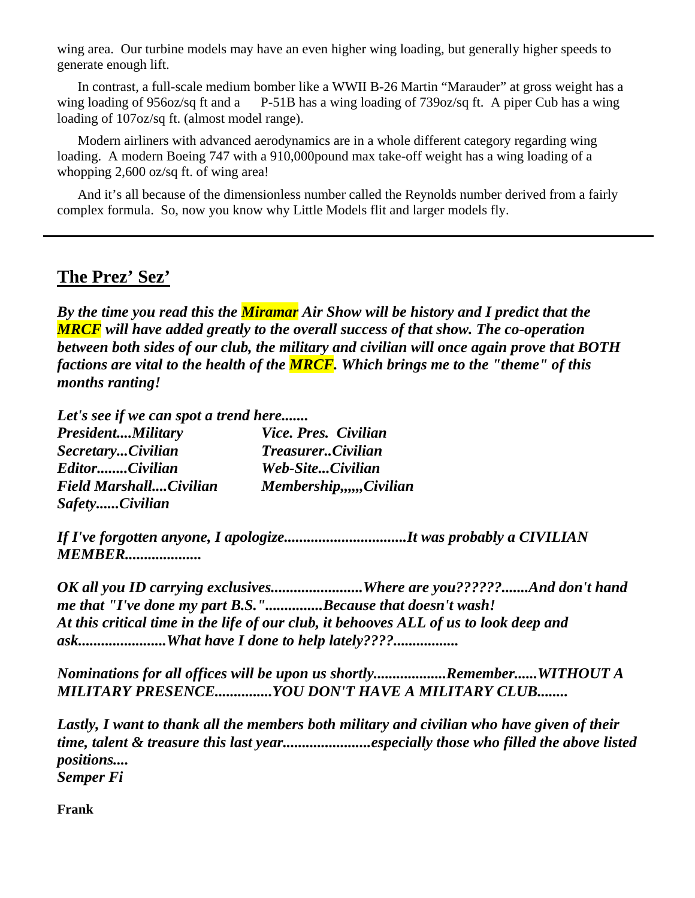wing area. Our turbine models may have an even higher wing loading, but generally higher speeds to generate enough lift.

In contrast, a full-scale medium bomber like a WWII B-26 Martin "Marauder" at gross weight has a wing loading of 956oz/sq ft and a P-51B has a wing loading of 739oz/sq ft. A piper Cub has a wing loading of 107oz/sq ft. (almost model range).

Modern airliners with advanced aerodynamics are in a whole different category regarding wing loading. A modern Boeing 747 with a 910,000pound max take-off weight has a wing loading of a whopping 2,600 oz/sq ft. of wing area!

And it's all because of the dimensionless number called the Reynolds number derived from a fairly complex formula. So, now you know why Little Models flit and larger models fly.

---

## The Prez' Sez'

***By the time you read this the Miramar Air Show will be history and I predict that the MRCF will have added greatly to the overall success of that show. The co-operation between both sides of our club, the military and civilian will once again prove that BOTH factions are vital to the health of the MRCF. Which brings me to the "theme" of this months ranting!***

***Let's see if we can spot a trend here.......***

| | |
|---|---|
| ***President....Military*** | ***Vice. Pres. Civilian*** |
| ***Secretary...Civilian*** | ***Treasurer..Civilian*** |
| ***Editor........Civilian*** | ***Web-Site...Civilian*** |
| ***Field Marshall....Civilian*** | ***Membership,,,,,,Civilian*** |
| ***Safety......Civilian*** | |

***If I've forgotten anyone, I apologize................................It was probably a CIVILIAN MEMBER....................***

***OK all you ID carrying exclusives........................Where are you??????.......And don't hand me that "I've done my part B.S."...............Because that doesn't wash!***
***At this critical time in the life of our club, it behooves ALL of us to look deep and ask.......................What have I done to help lately????.................***

***Nominations for all offices will be upon us shortly..................Remember......WITHOUT A MILITARY PRESENCE...............YOU DON'T HAVE A MILITARY CLUB........***

***Lastly, I want to thank all the members both military and civilian who have given of their time, talent & treasure this last year.......................especially those who filled the above listed positions....***
***Semper Fi***

**Frank**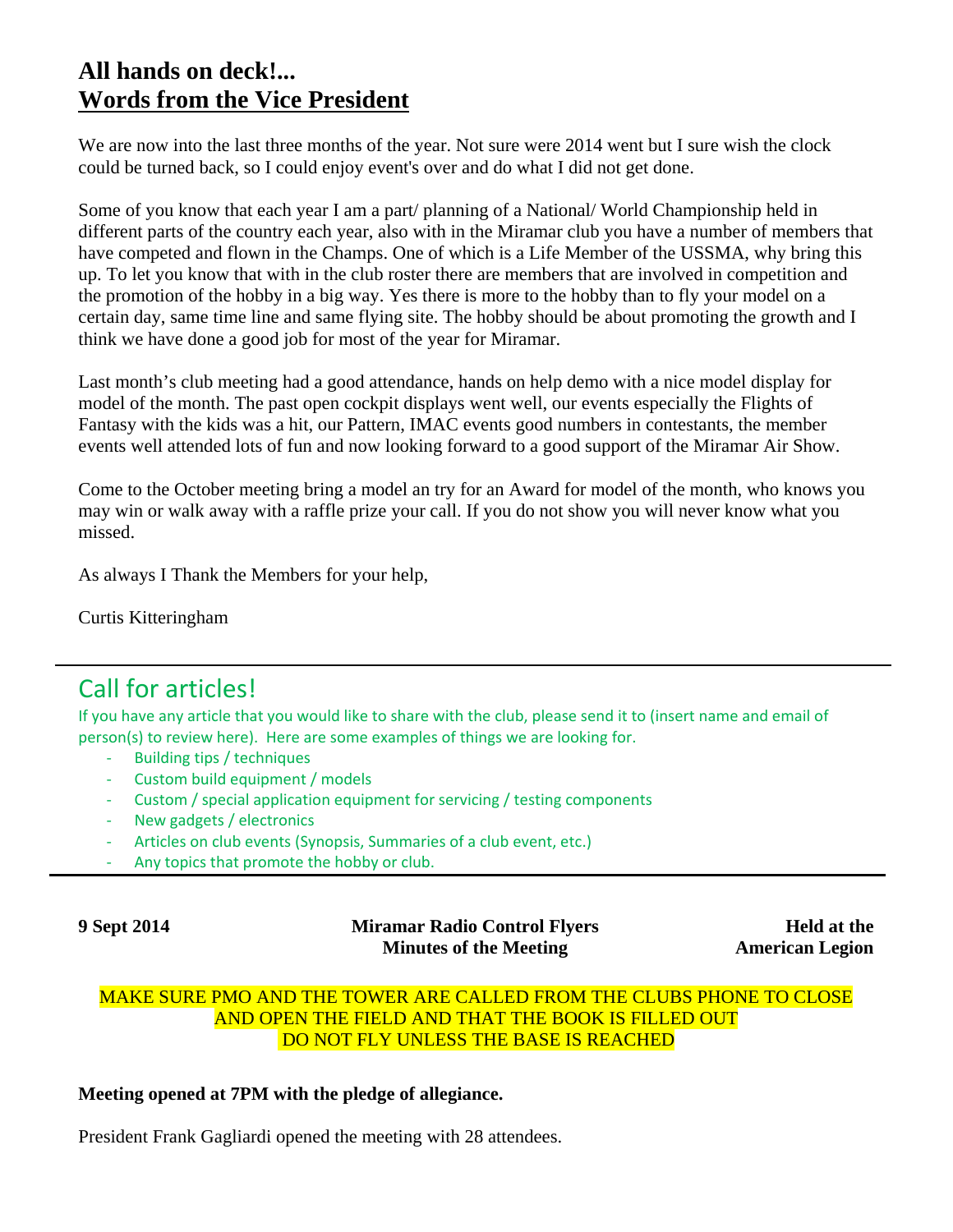## All hands on deck!...
## Words from the Vice President

We are now into the last three months of the year. Not sure were 2014 went but I sure wish the clock could be turned back, so I could enjoy event's over and do what I did not get done.

Some of you know that each year I am a part/ planning of a National/ World Championship held in different parts of the country each year, also with in the Miramar club you have a number of members that have competed and flown in the Champs. One of which is a Life Member of the USSMA, why bring this up. To let you know that with in the club roster there are members that are involved in competition and the promotion of the hobby in a big way. Yes there is more to the hobby than to fly your model on a certain day, same time line and same flying site. The hobby should be about promoting the growth and I think we have done a good job for most of the year for Miramar.

Last month's club meeting had a good attendance, hands on help demo with a nice model display for model of the month. The past open cockpit displays went well, our events especially the Flights of Fantasy with the kids was a hit, our Pattern, IMAC events good numbers in contestants, the member events well attended lots of fun and now looking forward to a good support of the Miramar Air Show.

Come to the October meeting bring a model an try for an Award for model of the month, who knows you may win or walk away with a raffle prize your call. If you do not show you will never know what you missed.

As always I Thank the Members for your help,

Curtis Kitteringham

---

## Call for articles!

If you have any article that you would like to share with the club, please send it to (insert name and email of person(s) to review here). Here are some examples of things we are looking for.

- Building tips / techniques
- Custom build equipment / models
- Custom / special application equipment for servicing / testing components
- New gadgets / electronics
- Articles on club events (Synopsis, Summaries of a club event, etc.)
- Any topics that promote the hobby or club.

---

**9 Sept 2014** | **Miramar Radio Control Flyers Minutes of the Meeting** | **Held at the American Legion**

MAKE SURE PMO AND THE TOWER ARE CALLED FROM THE CLUBS PHONE TO CLOSE AND OPEN THE FIELD AND THAT THE BOOK IS FILLED OUT
DO NOT FLY UNLESS THE BASE IS REACHED

**Meeting opened at 7PM with the pledge of allegiance.**

President Frank Gagliardi opened the meeting with 28 attendees.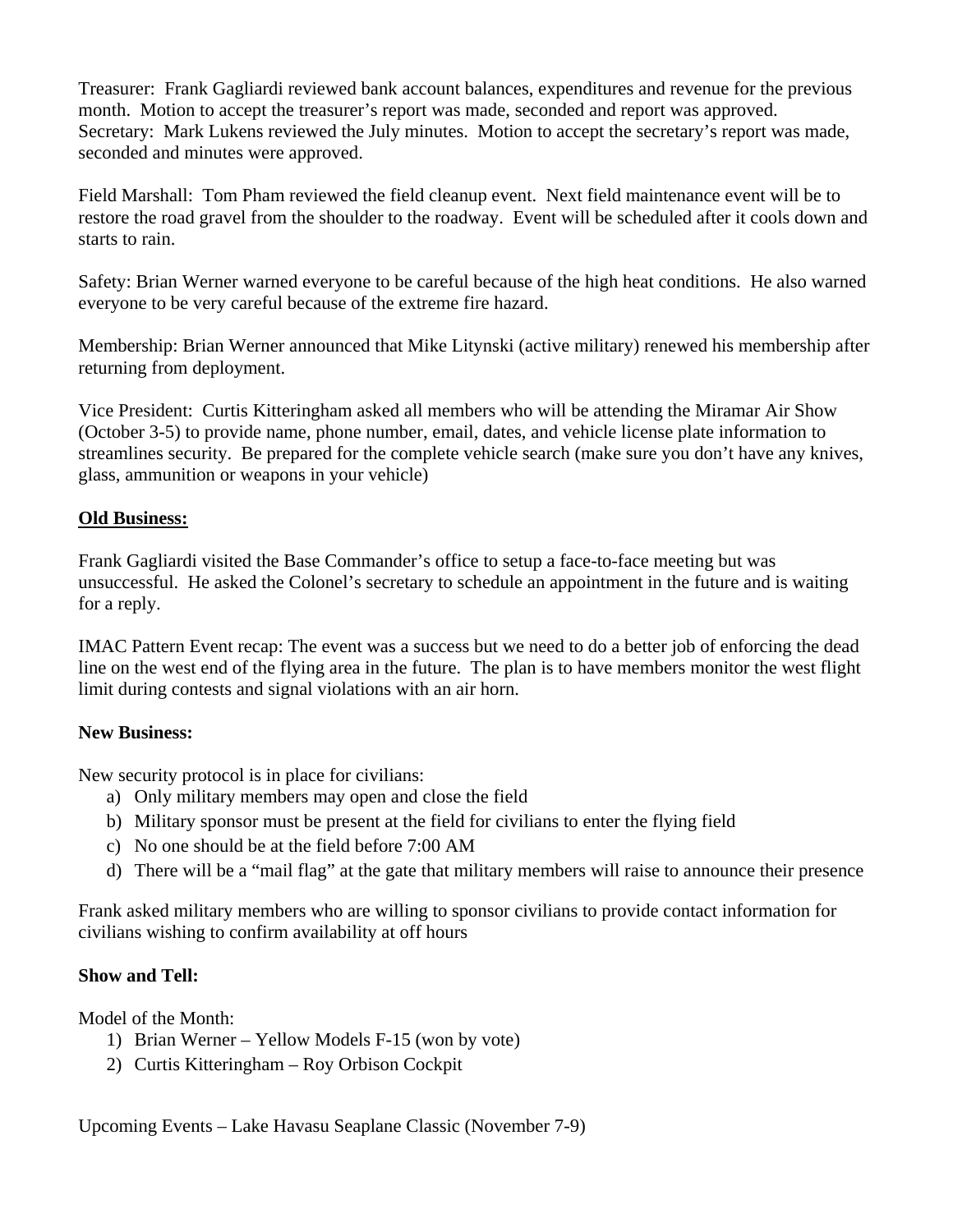Treasurer: Frank Gagliardi reviewed bank account balances, expenditures and revenue for the previous month. Motion to accept the treasurer's report was made, seconded and report was approved.
Secretary: Mark Lukens reviewed the July minutes. Motion to accept the secretary's report was made, seconded and minutes were approved.

Field Marshall: Tom Pham reviewed the field cleanup event. Next field maintenance event will be to restore the road gravel from the shoulder to the roadway. Event will be scheduled after it cools down and starts to rain.

Safety: Brian Werner warned everyone to be careful because of the high heat conditions. He also warned everyone to be very careful because of the extreme fire hazard.

Membership: Brian Werner announced that Mike Litynski (active military) renewed his membership after returning from deployment.

Vice President: Curtis Kitteringham asked all members who will be attending the Miramar Air Show (October 3-5) to provide name, phone number, email, dates, and vehicle license plate information to streamlines security. Be prepared for the complete vehicle search (make sure you don't have any knives, glass, ammunition or weapons in your vehicle)

**<u>Old Business:</u>**

Frank Gagliardi visited the Base Commander's office to setup a face-to-face meeting but was unsuccessful. He asked the Colonel's secretary to schedule an appointment in the future and is waiting for a reply.

IMAC Pattern Event recap: The event was a success but we need to do a better job of enforcing the dead line on the west end of the flying area in the future. The plan is to have members monitor the west flight limit during contests and signal violations with an air horn.

**New Business:**

New security protocol is in place for civilians:

a) Only military members may open and close the field
b) Military sponsor must be present at the field for civilians to enter the flying field
c) No one should be at the field before 7:00 AM
d) There will be a "mail flag" at the gate that military members will raise to announce their presence

Frank asked military members who are willing to sponsor civilians to provide contact information for civilians wishing to confirm availability at off hours

**Show and Tell:**

Model of the Month:

1) Brian Werner – Yellow Models F-15 (won by vote)
2) Curtis Kitteringham – Roy Orbison Cockpit

Upcoming Events – Lake Havasu Seaplane Classic (November 7-9)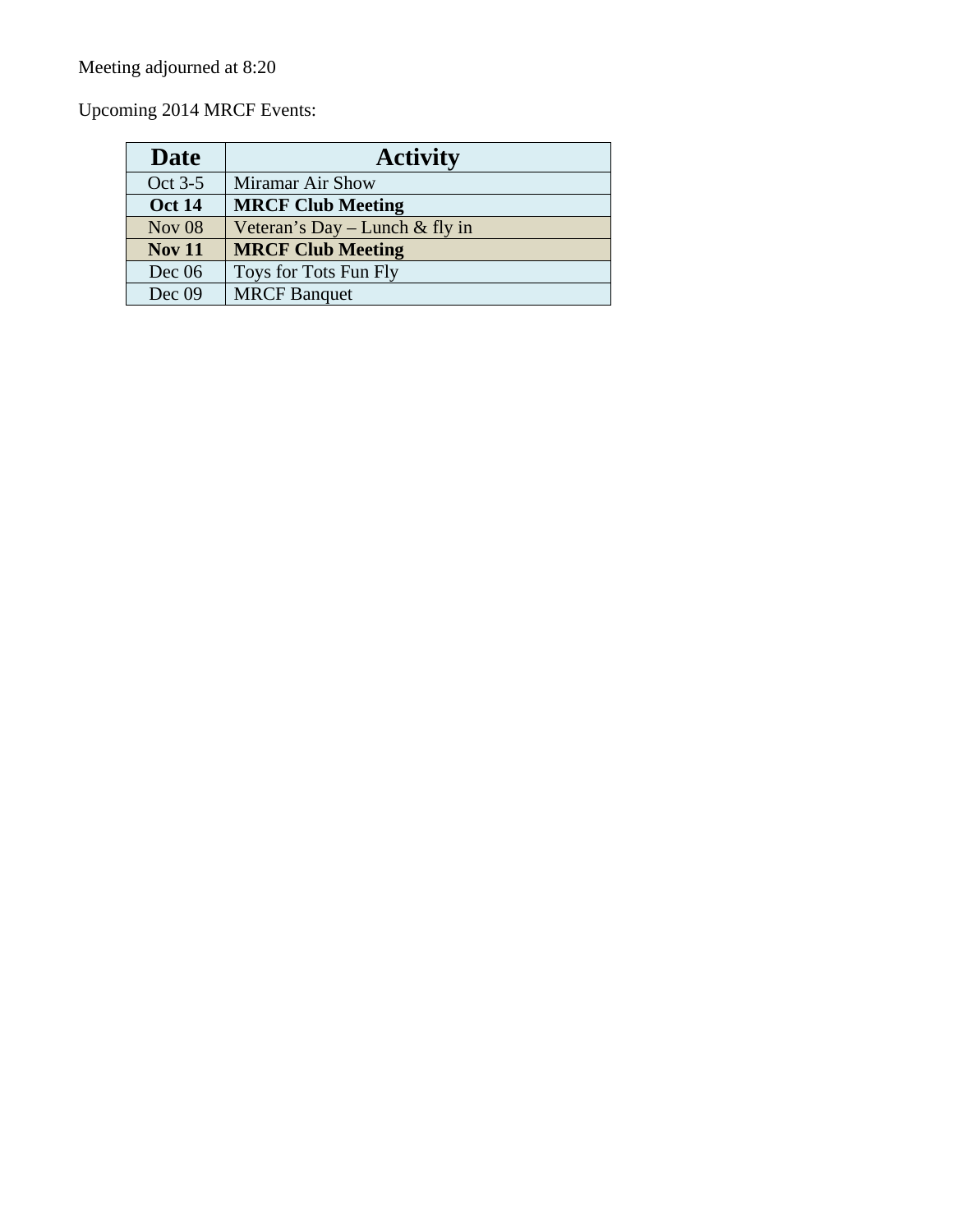Meeting adjourned at 8:20

Upcoming 2014 MRCF Events:

| Date | Activity |
|---|---|
| Oct 3-5 | Miramar Air Show |
| **Oct 14** | **MRCF Club Meeting** |
| Nov 08 | Veteran's Day – Lunch & fly in |
| **Nov 11** | **MRCF Club Meeting** |
| Dec 06 | Toys for Tots Fun Fly |
| Dec 09 | MRCF Banquet |